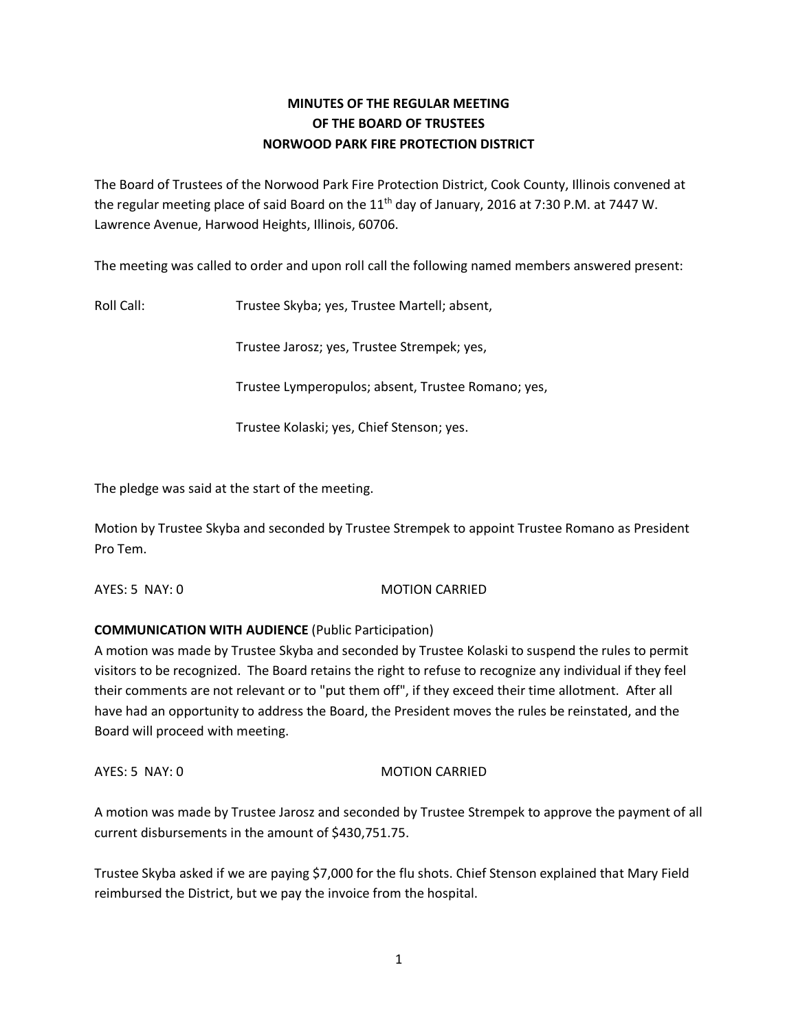**MINUTES OF THE REGULAR MEETING OF THE BOARD OF TRUSTEES NORWOOD PARK FIRE PROTECTION DISTRICT**

The Board of Trustees of the Norwood Park Fire Protection District, Cook County, Illinois convened at the regular meeting place of said Board on the 11th day of January, 2016 at 7:30 P.M. at 7447 W. Lawrence Avenue, Harwood Heights, Illinois, 60706.

The meeting was called to order and upon roll call the following named members answered present:

Roll Call: Trustee Skyba; yes, Trustee Martell; absent,

Trustee Jarosz; yes, Trustee Strempek; yes,

Trustee Lymperopulos; absent, Trustee Romano; yes,

Trustee Kolaski; yes, Chief Stenson; yes.

The pledge was said at the start of the meeting.

Motion by Trustee Skyba and seconded by Trustee Strempek to appoint Trustee Romano as President Pro Tem.

AYES: 5 NAY: 0 MOTION CARRIED

**COMMUNICATION WITH AUDIENCE** (Public Participation)
A motion was made by Trustee Skyba and seconded by Trustee Kolaski to suspend the rules to permit visitors to be recognized. The Board retains the right to refuse to recognize any individual if they feel their comments are not relevant or to "put them off", if they exceed their time allotment. After all have had an opportunity to address the Board, the President moves the rules be reinstated, and the Board will proceed with meeting.

AYES: 5 NAY: 0 MOTION CARRIED

A motion was made by Trustee Jarosz and seconded by Trustee Strempek to approve the payment of all current disbursements in the amount of $430,751.75.

Trustee Skyba asked if we are paying $7,000 for the flu shots. Chief Stenson explained that Mary Field reimbursed the District, but we pay the invoice from the hospital.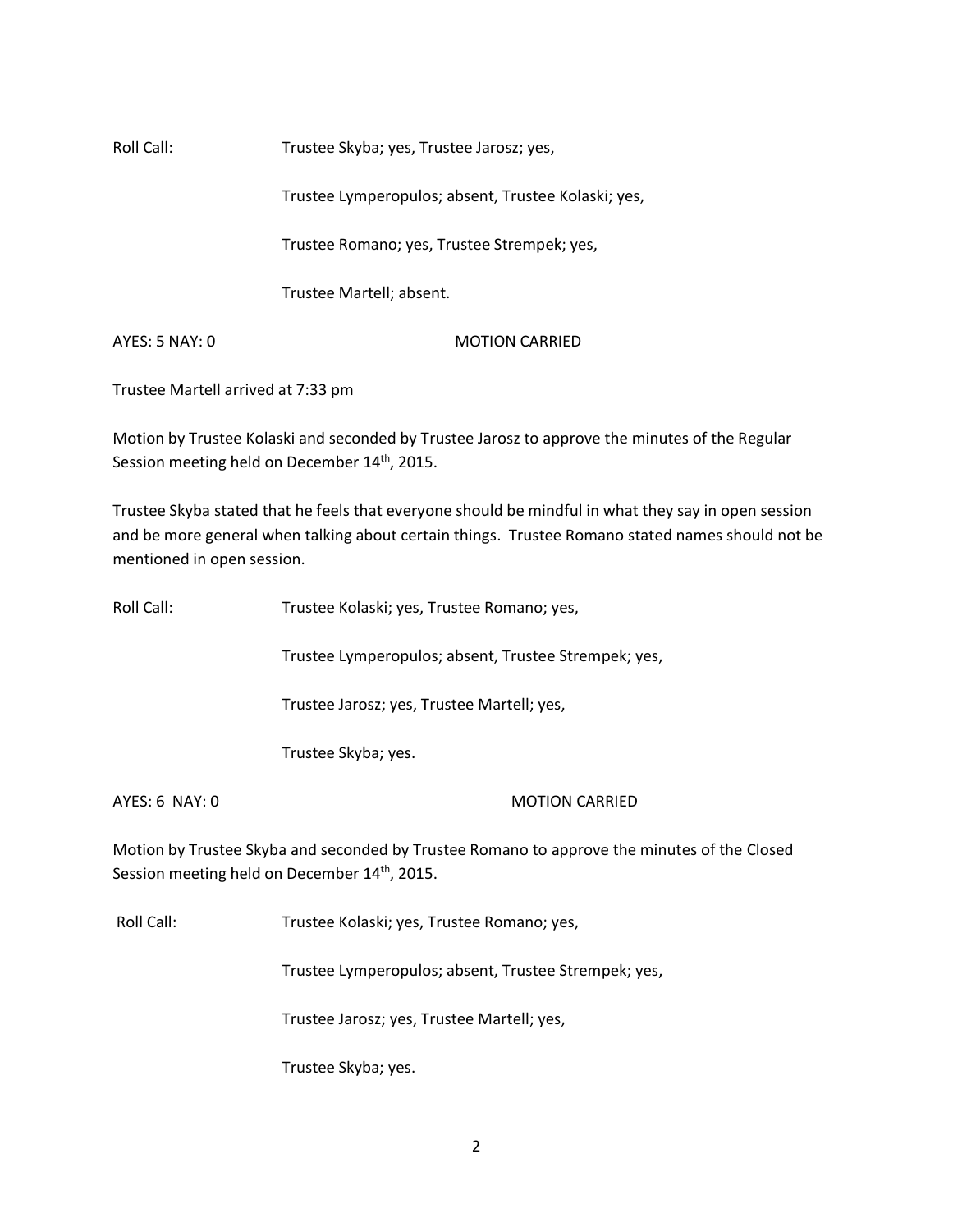Roll Call: Trustee Skyba; yes, Trustee Jarosz; yes,

Trustee Lymperopulos; absent, Trustee Kolaski; yes,

Trustee Romano; yes, Trustee Strempek; yes,

Trustee Martell; absent.

AYES: 5 NAY: 0 MOTION CARRIED

Trustee Martell arrived at 7:33 pm

Motion by Trustee Kolaski and seconded by Trustee Jarosz to approve the minutes of the Regular Session meeting held on December 14th, 2015.

Trustee Skyba stated that he feels that everyone should be mindful in what they say in open session and be more general when talking about certain things. Trustee Romano stated names should not be mentioned in open session.

Roll Call: Trustee Kolaski; yes, Trustee Romano; yes,

Trustee Lymperopulos; absent, Trustee Strempek; yes,

Trustee Jarosz; yes, Trustee Martell; yes,

Trustee Skyba; yes.

AYES: 6 NAY: 0 MOTION CARRIED

Motion by Trustee Skyba and seconded by Trustee Romano to approve the minutes of the Closed Session meeting held on December 14th, 2015.

Roll Call: Trustee Kolaski; yes, Trustee Romano; yes,

Trustee Lymperopulos; absent, Trustee Strempek; yes,

Trustee Jarosz; yes, Trustee Martell; yes,

Trustee Skyba; yes.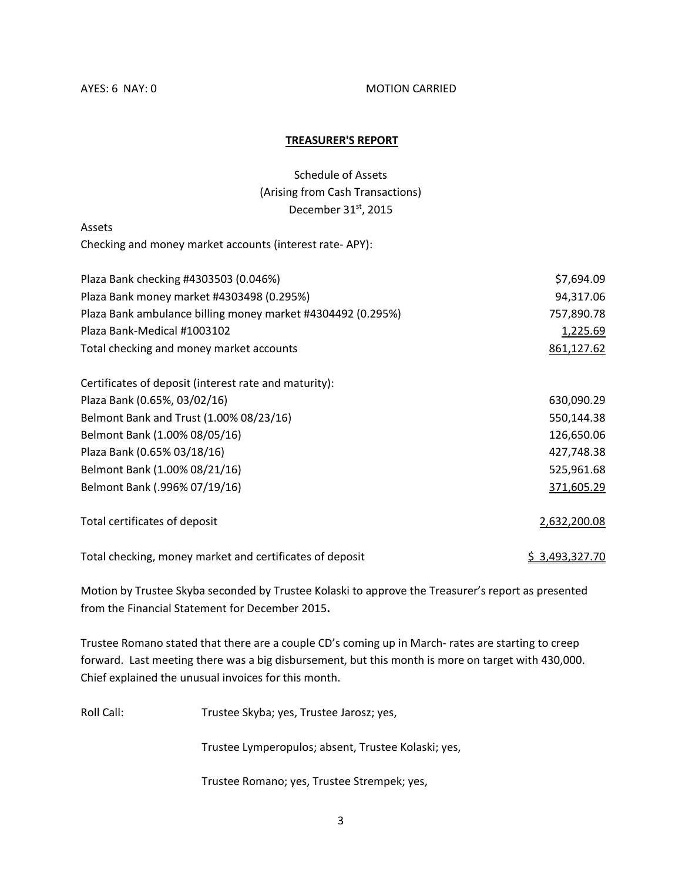AYES: 6 NAY: 0 MOTION CARRIED

## TREASURER'S REPORT

Schedule of Assets
(Arising from Cash Transactions)
December 31st, 2015

Assets

Checking and money market accounts (interest rate- APY):

| | |
|---|---|
| Plaza Bank checking #4303503 (0.046%) | $7,694.09 |
| Plaza Bank money market #4303498 (0.295%) | 94,317.06 |
| Plaza Bank ambulance billing money market #4304492 (0.295%) | 757,890.78 |
| Plaza Bank-Medical #1003102 | 1,225.69 |
| Total checking and money market accounts | 861,127.62 |

Certificates of deposit (interest rate and maturity):

| | |
|---|---|
| Plaza Bank (0.65%, 03/02/16) | 630,090.29 |
| Belmont Bank and Trust (1.00% 08/23/16) | 550,144.38 |
| Belmont Bank (1.00% 08/05/16) | 126,650.06 |
| Plaza Bank (0.65% 03/18/16) | 427,748.38 |
| Belmont Bank (1.00% 08/21/16) | 525,961.68 |
| Belmont Bank (.996% 07/19/16) | 371,605.29 |
| Total certificates of deposit | 2,632,200.08 |
| Total checking, money market and certificates of deposit | $ 3,493,327.70 |

Motion by Trustee Skyba seconded by Trustee Kolaski to approve the Treasurer's report as presented from the Financial Statement for December 2015**.**

Trustee Romano stated that there are a couple CD's coming up in March- rates are starting to creep forward. Last meeting there was a big disbursement, but this month is more on target with 430,000. Chief explained the unusual invoices for this month.

Roll Call: Trustee Skyba; yes, Trustee Jarosz; yes,

Trustee Lymperopulos; absent, Trustee Kolaski; yes,

Trustee Romano; yes, Trustee Strempek; yes,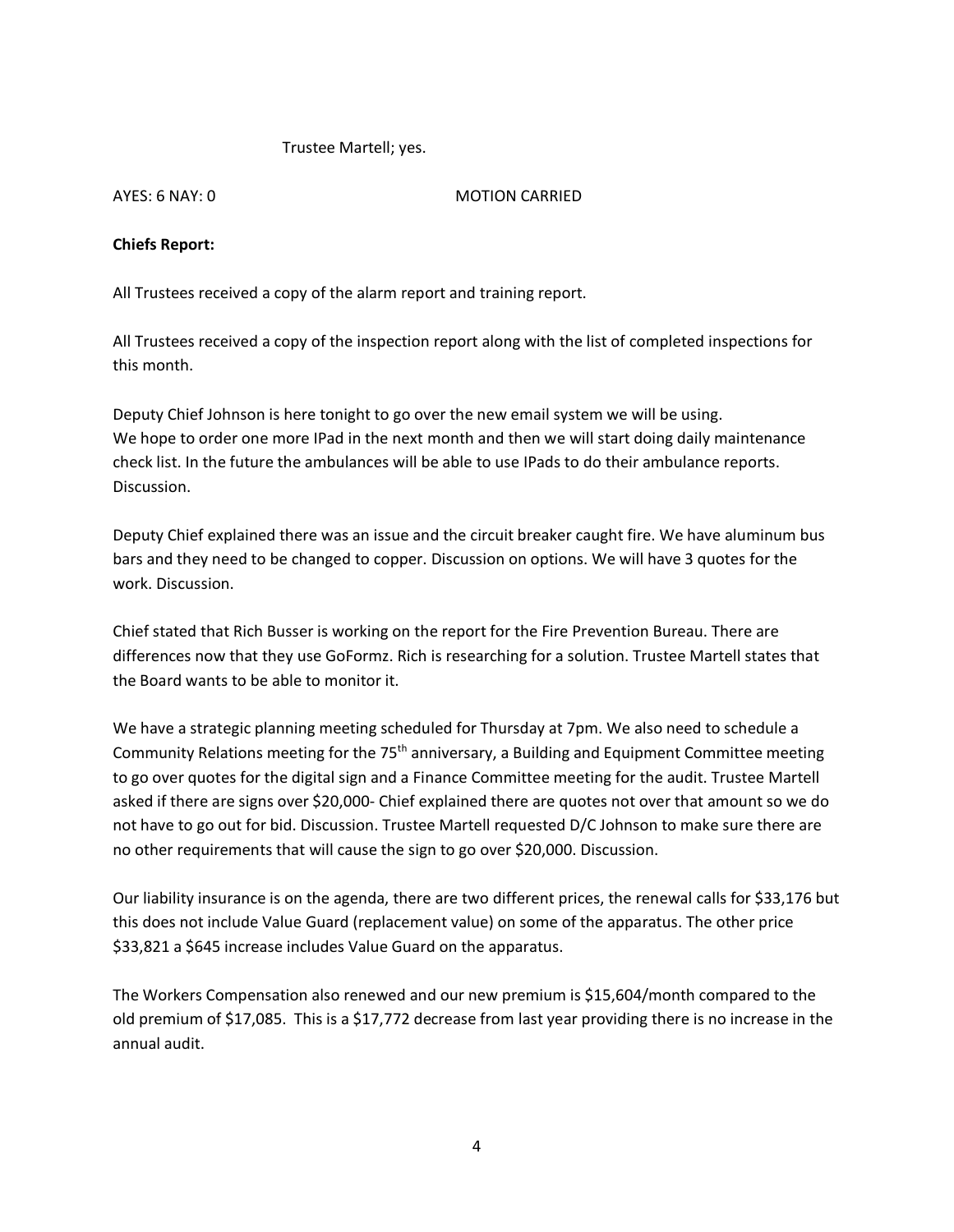Trustee Martell; yes.

AYES: 6 NAY: 0 MOTION CARRIED

**Chiefs Report:**

All Trustees received a copy of the alarm report and training report.

All Trustees received a copy of the inspection report along with the list of completed inspections for this month.

Deputy Chief Johnson is here tonight to go over the new email system we will be using.
We hope to order one more IPad in the next month and then we will start doing daily maintenance check list. In the future the ambulances will be able to use IPads to do their ambulance reports. Discussion.

Deputy Chief explained there was an issue and the circuit breaker caught fire. We have aluminum bus bars and they need to be changed to copper. Discussion on options. We will have 3 quotes for the work. Discussion.

Chief stated that Rich Busser is working on the report for the Fire Prevention Bureau. There are differences now that they use GoFormz. Rich is researching for a solution. Trustee Martell states that the Board wants to be able to monitor it.

We have a strategic planning meeting scheduled for Thursday at 7pm. We also need to schedule a Community Relations meeting for the 75th anniversary, a Building and Equipment Committee meeting to go over quotes for the digital sign and a Finance Committee meeting for the audit. Trustee Martell asked if there are signs over $20,000- Chief explained there are quotes not over that amount so we do not have to go out for bid. Discussion. Trustee Martell requested D/C Johnson to make sure there are no other requirements that will cause the sign to go over $20,000. Discussion.

Our liability insurance is on the agenda, there are two different prices, the renewal calls for $33,176 but this does not include Value Guard (replacement value) on some of the apparatus. The other price $33,821 a $645 increase includes Value Guard on the apparatus.

The Workers Compensation also renewed and our new premium is $15,604/month compared to the old premium of $17,085. This is a $17,772 decrease from last year providing there is no increase in the annual audit.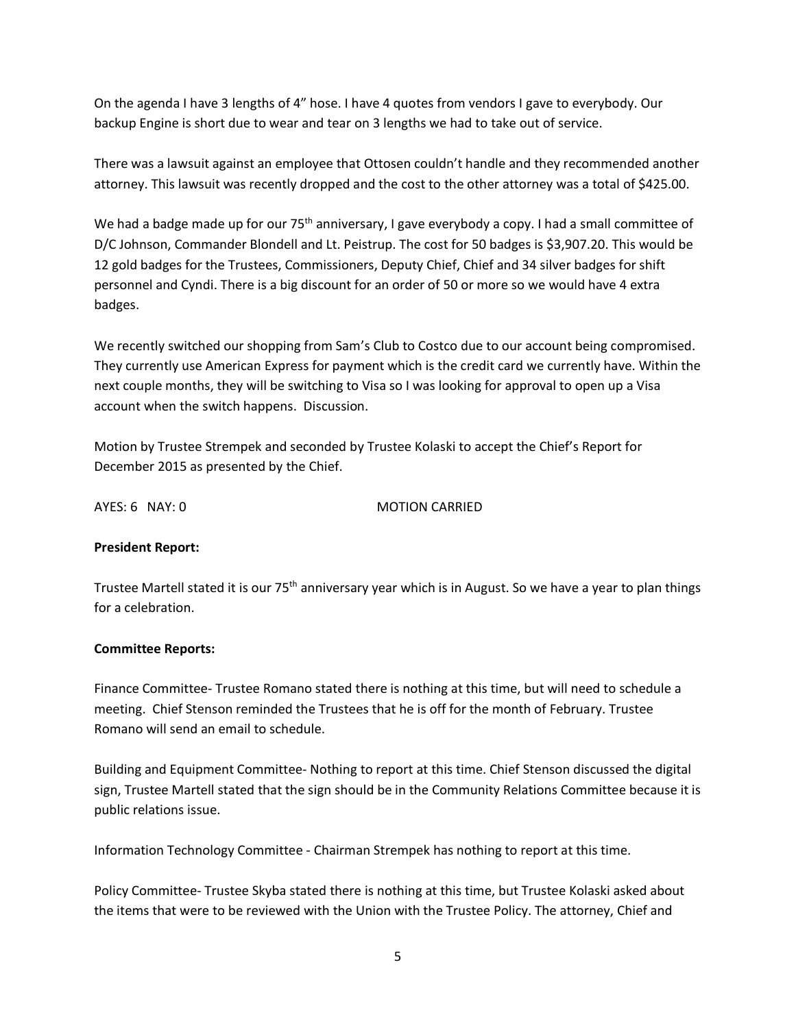On the agenda I have 3 lengths of 4" hose. I have 4 quotes from vendors I gave to everybody. Our backup Engine is short due to wear and tear on 3 lengths we had to take out of service.

There was a lawsuit against an employee that Ottosen couldn't handle and they recommended another attorney. This lawsuit was recently dropped and the cost to the other attorney was a total of $425.00.

We had a badge made up for our 75th anniversary, I gave everybody a copy. I had a small committee of D/C Johnson, Commander Blondell and Lt. Peistrup. The cost for 50 badges is $3,907.20. This would be 12 gold badges for the Trustees, Commissioners, Deputy Chief, Chief and 34 silver badges for shift personnel and Cyndi. There is a big discount for an order of 50 or more so we would have 4 extra badges.

We recently switched our shopping from Sam's Club to Costco due to our account being compromised. They currently use American Express for payment which is the credit card we currently have. Within the next couple months, they will be switching to Visa so I was looking for approval to open up a Visa account when the switch happens. Discussion.

Motion by Trustee Strempek and seconded by Trustee Kolaski to accept the Chief's Report for December 2015 as presented by the Chief.

AYES: 6 NAY: 0 MOTION CARRIED

**President Report:**

Trustee Martell stated it is our 75th anniversary year which is in August. So we have a year to plan things for a celebration.

**Committee Reports:**

Finance Committee- Trustee Romano stated there is nothing at this time, but will need to schedule a meeting. Chief Stenson reminded the Trustees that he is off for the month of February. Trustee Romano will send an email to schedule.

Building and Equipment Committee- Nothing to report at this time. Chief Stenson discussed the digital sign, Trustee Martell stated that the sign should be in the Community Relations Committee because it is public relations issue.

Information Technology Committee - Chairman Strempek has nothing to report at this time.

Policy Committee- Trustee Skyba stated there is nothing at this time, but Trustee Kolaski asked about the items that were to be reviewed with the Union with the Trustee Policy. The attorney, Chief and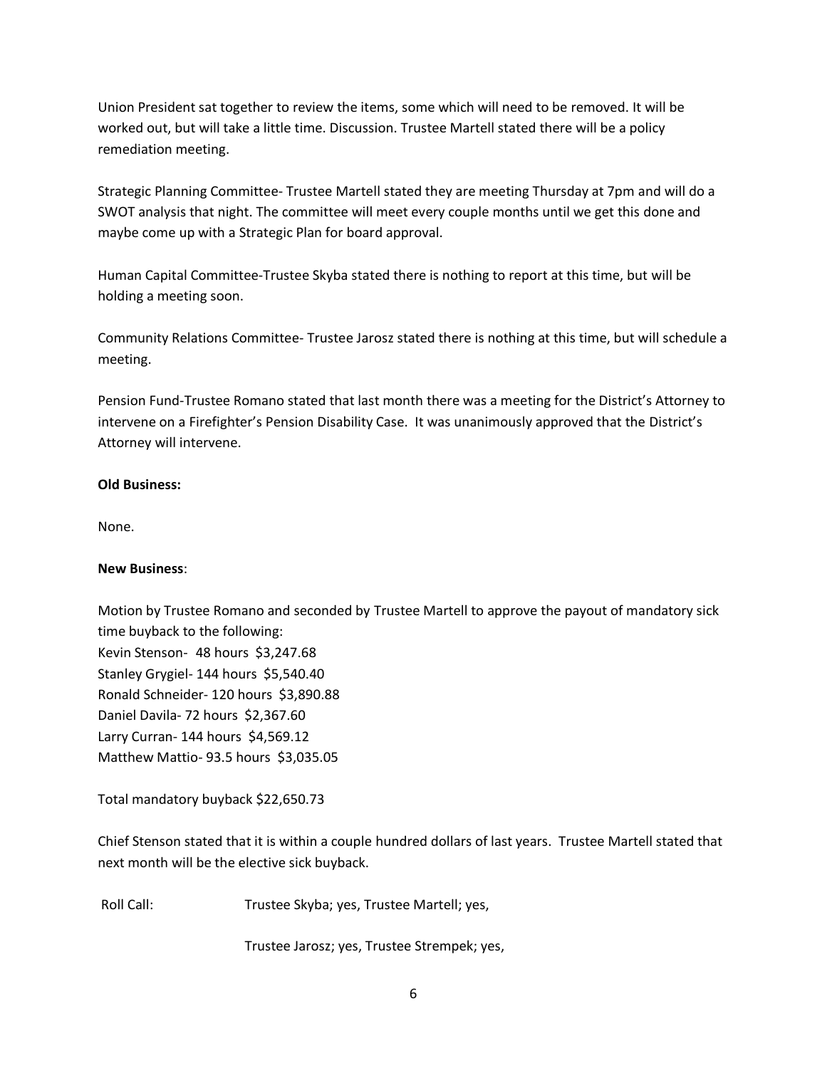Union President sat together to review the items, some which will need to be removed. It will be worked out, but will take a little time. Discussion. Trustee Martell stated there will be a policy remediation meeting.

Strategic Planning Committee- Trustee Martell stated they are meeting Thursday at 7pm and will do a SWOT analysis that night. The committee will meet every couple months until we get this done and maybe come up with a Strategic Plan for board approval.

Human Capital Committee-Trustee Skyba stated there is nothing to report at this time, but will be holding a meeting soon.

Community Relations Committee- Trustee Jarosz stated there is nothing at this time, but will schedule a meeting.

Pension Fund-Trustee Romano stated that last month there was a meeting for the District's Attorney to intervene on a Firefighter's Pension Disability Case. It was unanimously approved that the District's Attorney will intervene.

**Old Business:**

None.

**New Business**:

Motion by Trustee Romano and seconded by Trustee Martell to approve the payout of mandatory sick time buyback to the following:
Kevin Stenson- 48 hours $3,247.68
Stanley Grygiel- 144 hours $5,540.40
Ronald Schneider- 120 hours $3,890.88
Daniel Davila- 72 hours $2,367.60
Larry Curran- 144 hours $4,569.12
Matthew Mattio- 93.5 hours $3,035.05

Total mandatory buyback $22,650.73

Chief Stenson stated that it is within a couple hundred dollars of last years. Trustee Martell stated that next month will be the elective sick buyback.

Roll Call: Trustee Skyba; yes, Trustee Martell; yes,

Trustee Jarosz; yes, Trustee Strempek; yes,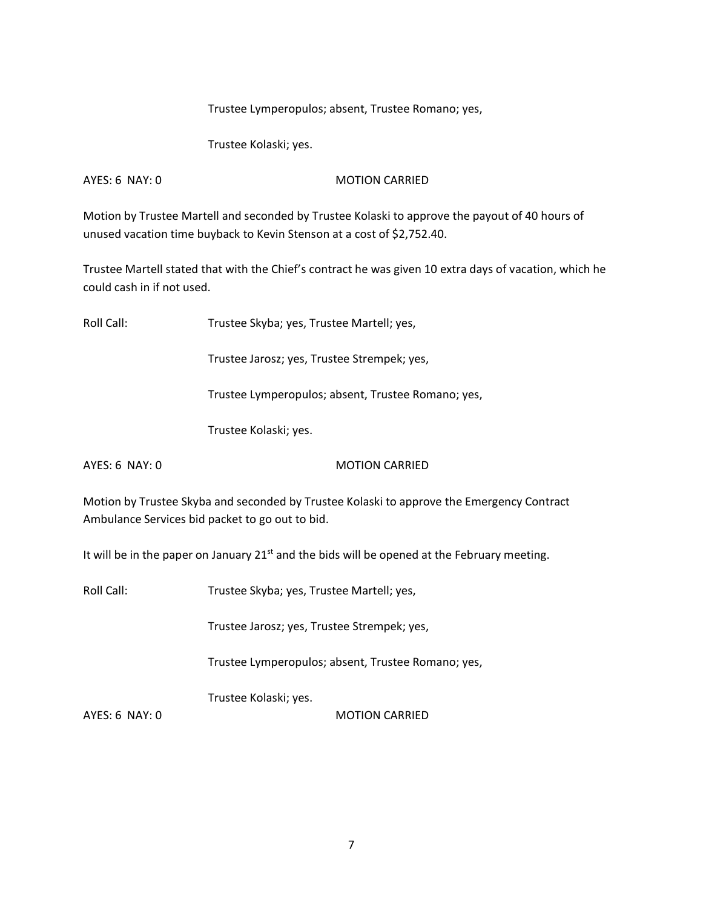Trustee Lymperopulos; absent, Trustee Romano; yes,

Trustee Kolaski; yes.

AYES: 6 NAY: 0 MOTION CARRIED

Motion by Trustee Martell and seconded by Trustee Kolaski to approve the payout of 40 hours of unused vacation time buyback to Kevin Stenson at a cost of $2,752.40.

Trustee Martell stated that with the Chief's contract he was given 10 extra days of vacation, which he could cash in if not used.

Roll Call: Trustee Skyba; yes, Trustee Martell; yes,

Trustee Jarosz; yes, Trustee Strempek; yes,

Trustee Lymperopulos; absent, Trustee Romano; yes,

Trustee Kolaski; yes.

AYES: 6 NAY: 0 MOTION CARRIED

Motion by Trustee Skyba and seconded by Trustee Kolaski to approve the Emergency Contract Ambulance Services bid packet to go out to bid.

It will be in the paper on January 21st and the bids will be opened at the February meeting.

Roll Call: Trustee Skyba; yes, Trustee Martell; yes,

Trustee Jarosz; yes, Trustee Strempek; yes,

Trustee Lymperopulos; absent, Trustee Romano; yes,

Trustee Kolaski; yes.

AYES: 6 NAY: 0 MOTION CARRIED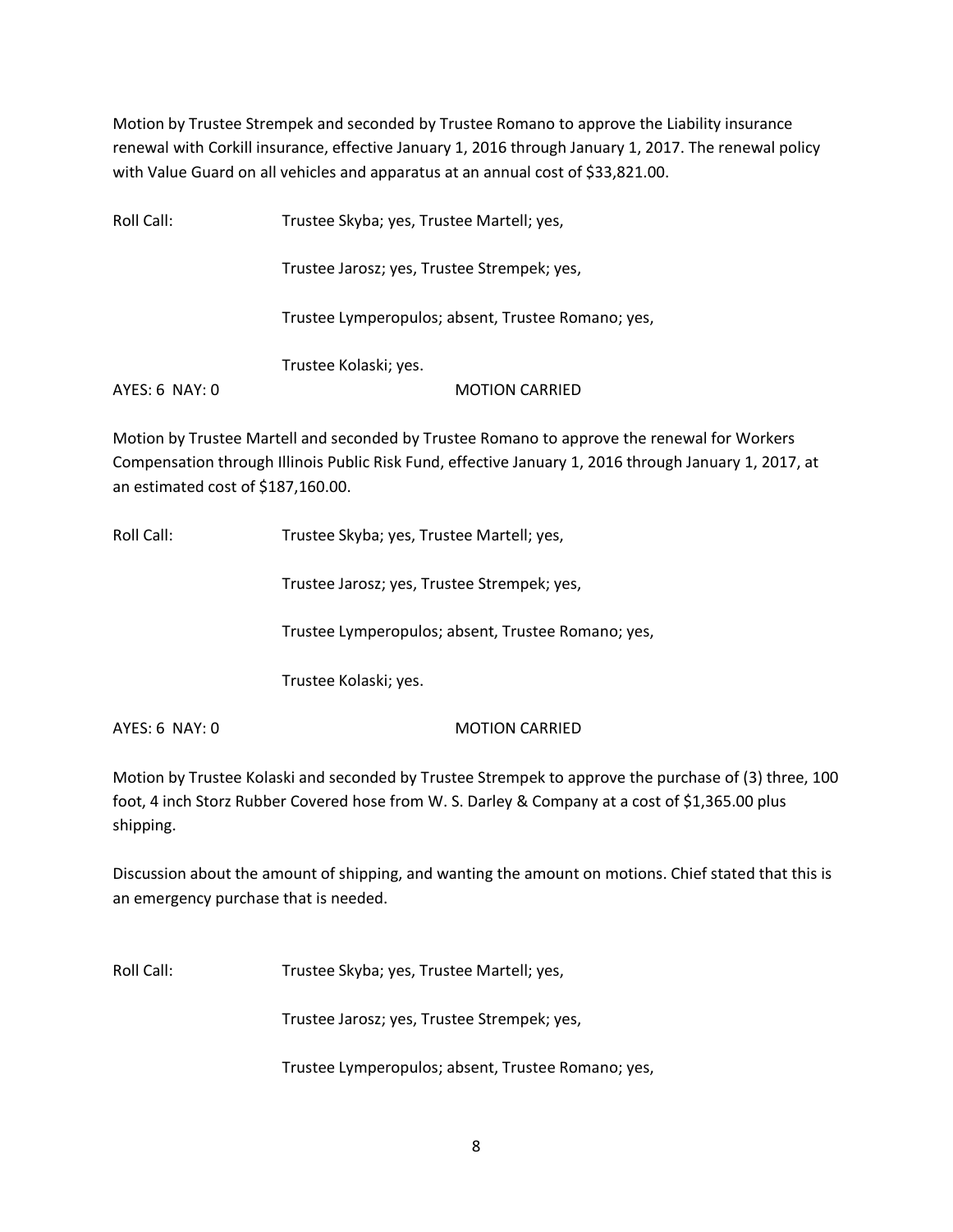Motion by Trustee Strempek and seconded by Trustee Romano to approve the Liability insurance renewal with Corkill insurance, effective January 1, 2016 through January 1, 2017. The renewal policy with Value Guard on all vehicles and apparatus at an annual cost of $33,821.00.

Roll Call: Trustee Skyba; yes, Trustee Martell; yes,

Trustee Jarosz; yes, Trustee Strempek; yes,

Trustee Lymperopulos; absent, Trustee Romano; yes,

Trustee Kolaski; yes.

AYES: 6 NAY: 0 MOTION CARRIED

Motion by Trustee Martell and seconded by Trustee Romano to approve the renewal for Workers Compensation through Illinois Public Risk Fund, effective January 1, 2016 through January 1, 2017, at an estimated cost of $187,160.00.

Roll Call: Trustee Skyba; yes, Trustee Martell; yes,

Trustee Jarosz; yes, Trustee Strempek; yes,

Trustee Lymperopulos; absent, Trustee Romano; yes,

Trustee Kolaski; yes.

AYES: 6 NAY: 0 MOTION CARRIED

Motion by Trustee Kolaski and seconded by Trustee Strempek to approve the purchase of (3) three, 100 foot, 4 inch Storz Rubber Covered hose from W. S. Darley & Company at a cost of $1,365.00 plus shipping.

Discussion about the amount of shipping, and wanting the amount on motions. Chief stated that this is an emergency purchase that is needed.

Roll Call: Trustee Skyba; yes, Trustee Martell; yes,

Trustee Jarosz; yes, Trustee Strempek; yes,

Trustee Lymperopulos; absent, Trustee Romano; yes,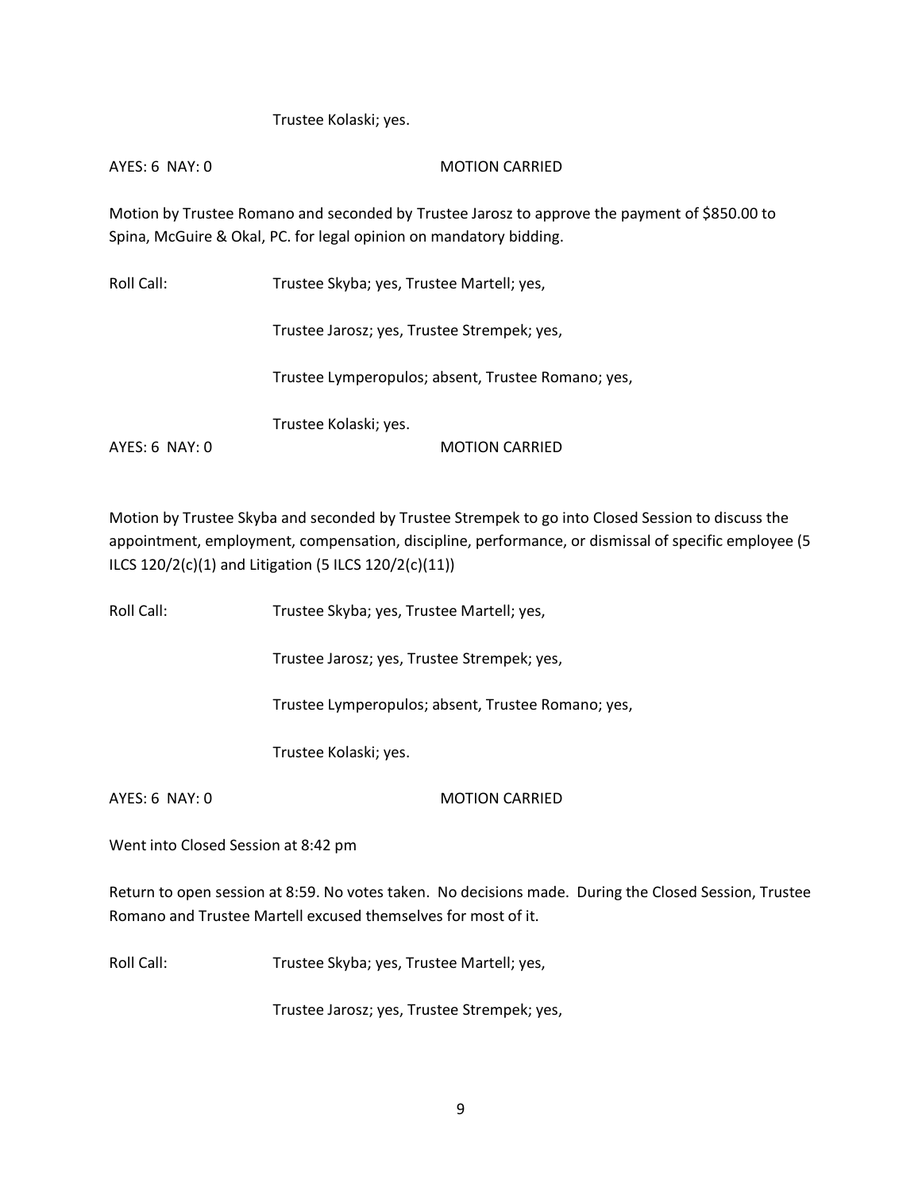Trustee Kolaski; yes.

AYES: 6 NAY: 0 MOTION CARRIED

Motion by Trustee Romano and seconded by Trustee Jarosz to approve the payment of $850.00 to Spina, McGuire & Okal, PC. for legal opinion on mandatory bidding.

Roll Call: Trustee Skyba; yes, Trustee Martell; yes,

Trustee Jarosz; yes, Trustee Strempek; yes,

Trustee Lymperopulos; absent, Trustee Romano; yes,

Trustee Kolaski; yes.

AYES: 6 NAY: 0 MOTION CARRIED

Motion by Trustee Skyba and seconded by Trustee Strempek to go into Closed Session to discuss the appointment, employment, compensation, discipline, performance, or dismissal of specific employee (5 ILCS 120/2(c)(1) and Litigation (5 ILCS 120/2(c)(11))

Roll Call: Trustee Skyba; yes, Trustee Martell; yes,

Trustee Jarosz; yes, Trustee Strempek; yes,

Trustee Lymperopulos; absent, Trustee Romano; yes,

Trustee Kolaski; yes.

AYES: 6 NAY: 0 MOTION CARRIED

Went into Closed Session at 8:42 pm

Return to open session at 8:59. No votes taken. No decisions made. During the Closed Session, Trustee Romano and Trustee Martell excused themselves for most of it.

Roll Call: Trustee Skyba; yes, Trustee Martell; yes,

Trustee Jarosz; yes, Trustee Strempek; yes,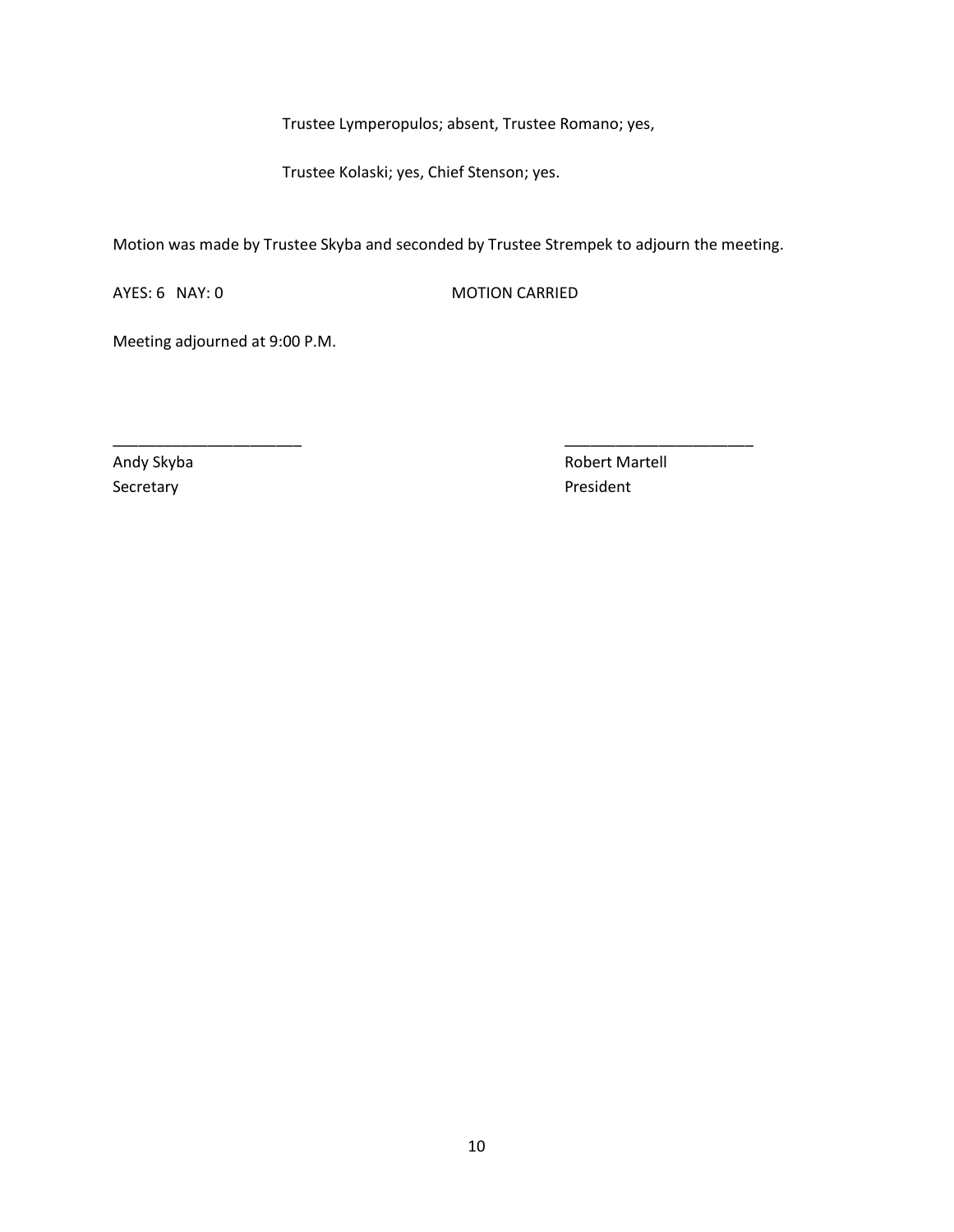Trustee Lymperopulos; absent, Trustee Romano; yes,

Trustee Kolaski; yes, Chief Stenson; yes.

Motion was made by Trustee Skyba and seconded by Trustee Strempek to adjourn the meeting.

AYES: 6 NAY: 0 MOTION CARRIED

Meeting adjourned at 9:00 P.M.

| | |
|---|---|
| ______________________ | ______________________ |
| Andy Skyba | Robert Martell |
| Secretary | President |